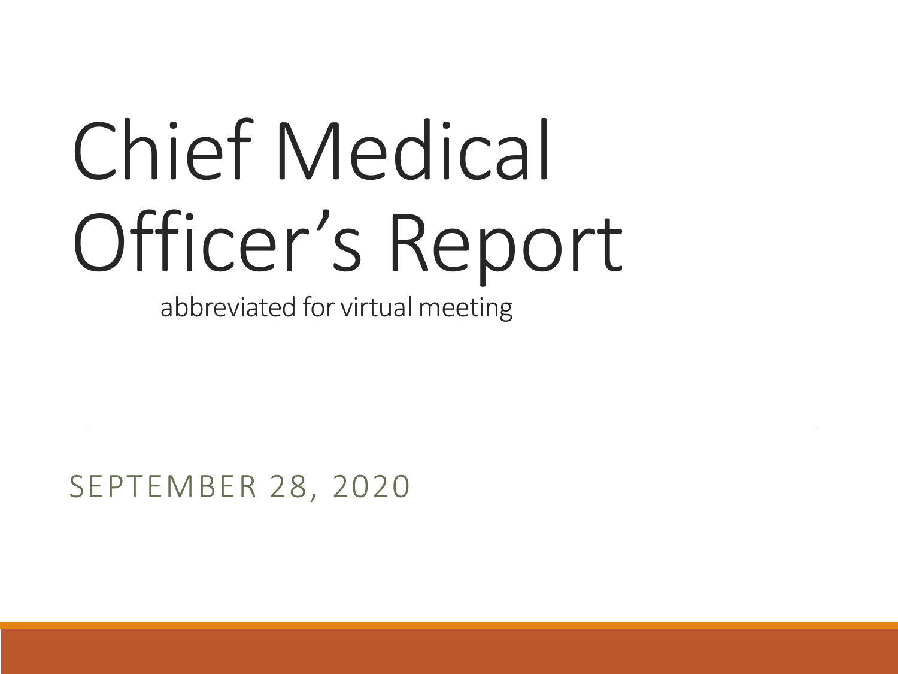# Chief Medical Officer's Report

abbreviated for virtual meeting

SEPTEMBER 28, 2020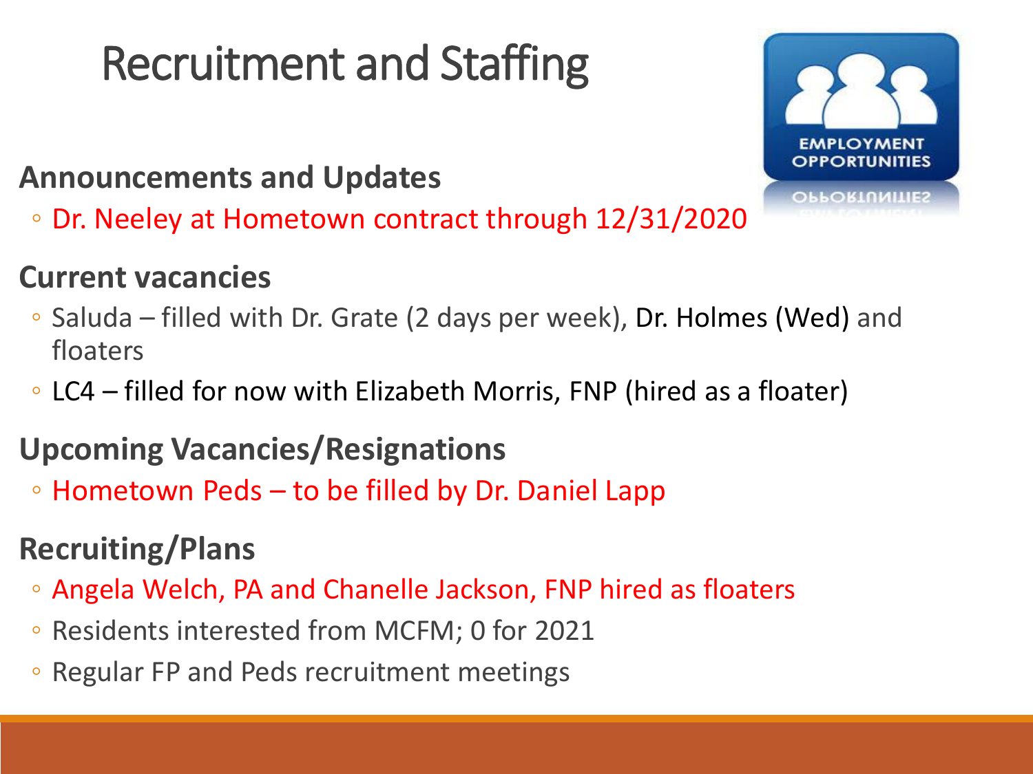# Recruitment and Staffing

## Announcements and Updates

- Dr. Neeley at Hometown contract through 12/31/2020

## Current vacancies

- Saluda – filled with Dr. Grate (2 days per week), Dr. Holmes (Wed) and floaters
- LC4 – filled for now with Elizabeth Morris, FNP (hired as a floater)

## Upcoming Vacancies/Resignations

- Hometown Peds – to be filled by Dr. Daniel Lapp

## Recruiting/Plans

- Angela Welch, PA and Chanelle Jackson, FNP hired as floaters
- Residents interested from MCFM; 0 for 2021
- Regular FP and Peds recruitment meetings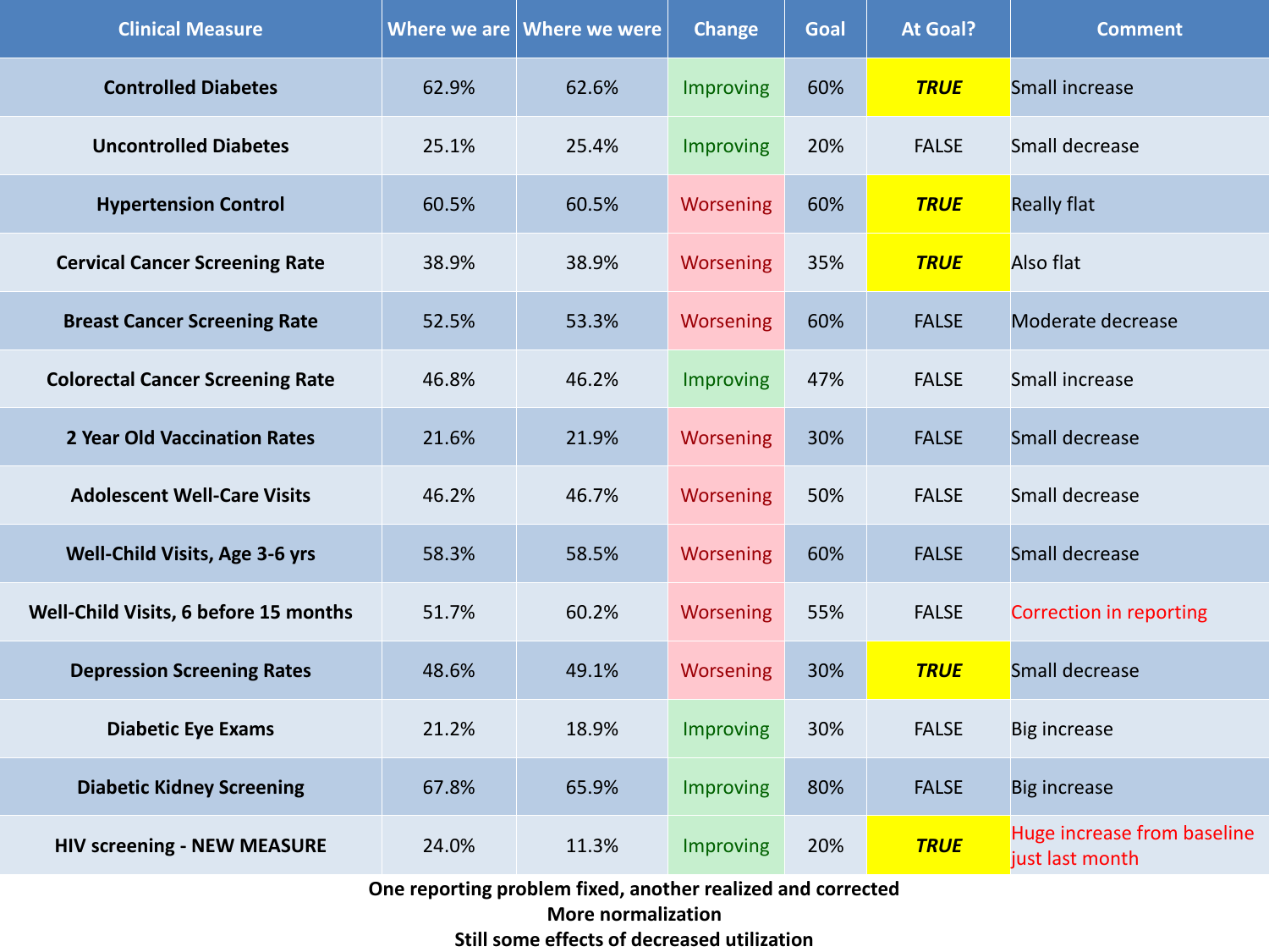| Clinical Measure | Where we are | Where we were | Change | Goal | At Goal? | Comment |
|---|---|---|---|---|---|---|
| Controlled Diabetes | 62.9% | 62.6% | Improving | 60% | ***TRUE*** | Small increase |
| Uncontrolled Diabetes | 25.1% | 25.4% | Improving | 20% | FALSE | Small decrease |
| Hypertension Control | 60.5% | 60.5% | Worsening | 60% | ***TRUE*** | Really flat |
| Cervical Cancer Screening Rate | 38.9% | 38.9% | Worsening | 35% | ***TRUE*** | Also flat |
| Breast Cancer Screening Rate | 52.5% | 53.3% | Worsening | 60% | FALSE | Moderate decrease |
| Colorectal Cancer Screening Rate | 46.8% | 46.2% | Improving | 47% | FALSE | Small increase |
| 2 Year Old Vaccination Rates | 21.6% | 21.9% | Worsening | 30% | FALSE | Small decrease |
| Adolescent Well-Care Visits | 46.2% | 46.7% | Worsening | 50% | FALSE | Small decrease |
| Well-Child Visits, Age 3-6 yrs | 58.3% | 58.5% | Worsening | 60% | FALSE | Small decrease |
| Well-Child Visits, 6 before 15 months | 51.7% | 60.2% | Worsening | 55% | FALSE | Correction in reporting |
| Depression Screening Rates | 48.6% | 49.1% | Worsening | 30% | ***TRUE*** | Small decrease |
| Diabetic Eye Exams | 21.2% | 18.9% | Improving | 30% | FALSE | Big increase |
| Diabetic Kidney Screening | 67.8% | 65.9% | Improving | 80% | FALSE | Big increase |
| HIV screening - NEW MEASURE | 24.0% | 11.3% | Improving | 20% | ***TRUE*** | Huge increase from baseline just last month |

**One reporting problem fixed, another realized and corrected**

**More normalization**

**Still some effects of decreased utilization**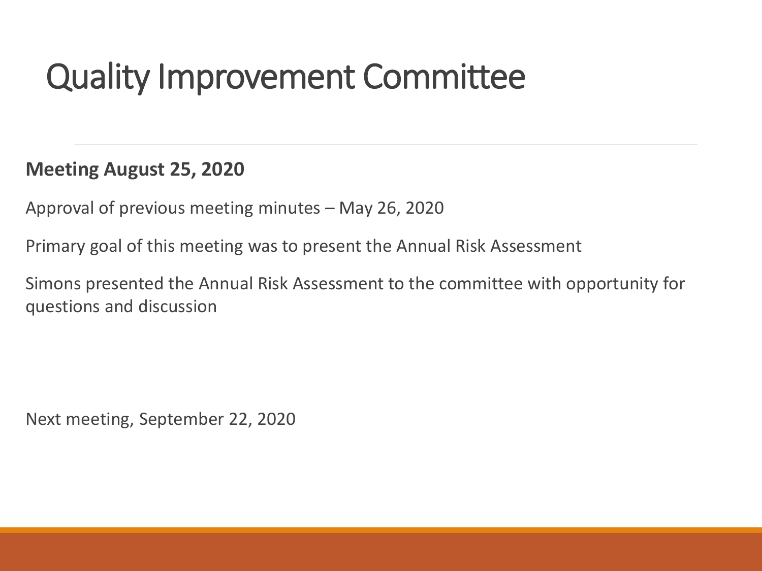# Quality Improvement Committee

**Meeting August 25, 2020**

Approval of previous meeting minutes – May 26, 2020

Primary goal of this meeting was to present the Annual Risk Assessment

Simons presented the Annual Risk Assessment to the committee with opportunity for questions and discussion

Next meeting, September 22, 2020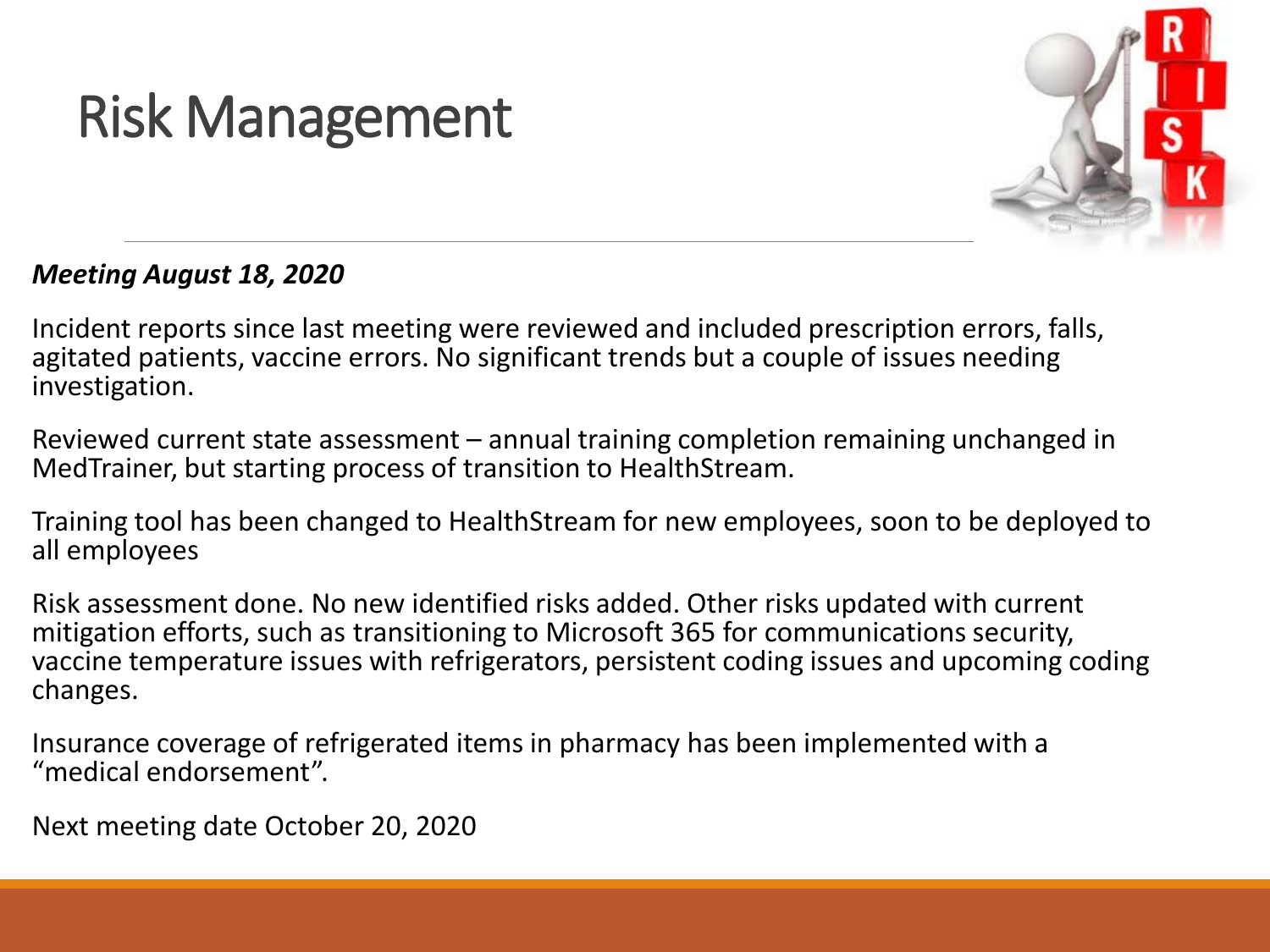# Risk Management

***Meeting August 18, 2020***

Incident reports since last meeting were reviewed and included prescription errors, falls, agitated patients, vaccine errors. No significant trends but a couple of issues needing investigation.

Reviewed current state assessment – annual training completion remaining unchanged in MedTrainer, but starting process of transition to HealthStream.

Training tool has been changed to HealthStream for new employees, soon to be deployed to all employees

Risk assessment done. No new identified risks added. Other risks updated with current mitigation efforts, such as transitioning to Microsoft 365 for communications security, vaccine temperature issues with refrigerators, persistent coding issues and upcoming coding changes.

Insurance coverage of refrigerated items in pharmacy has been implemented with a "medical endorsement".

Next meeting date October 20, 2020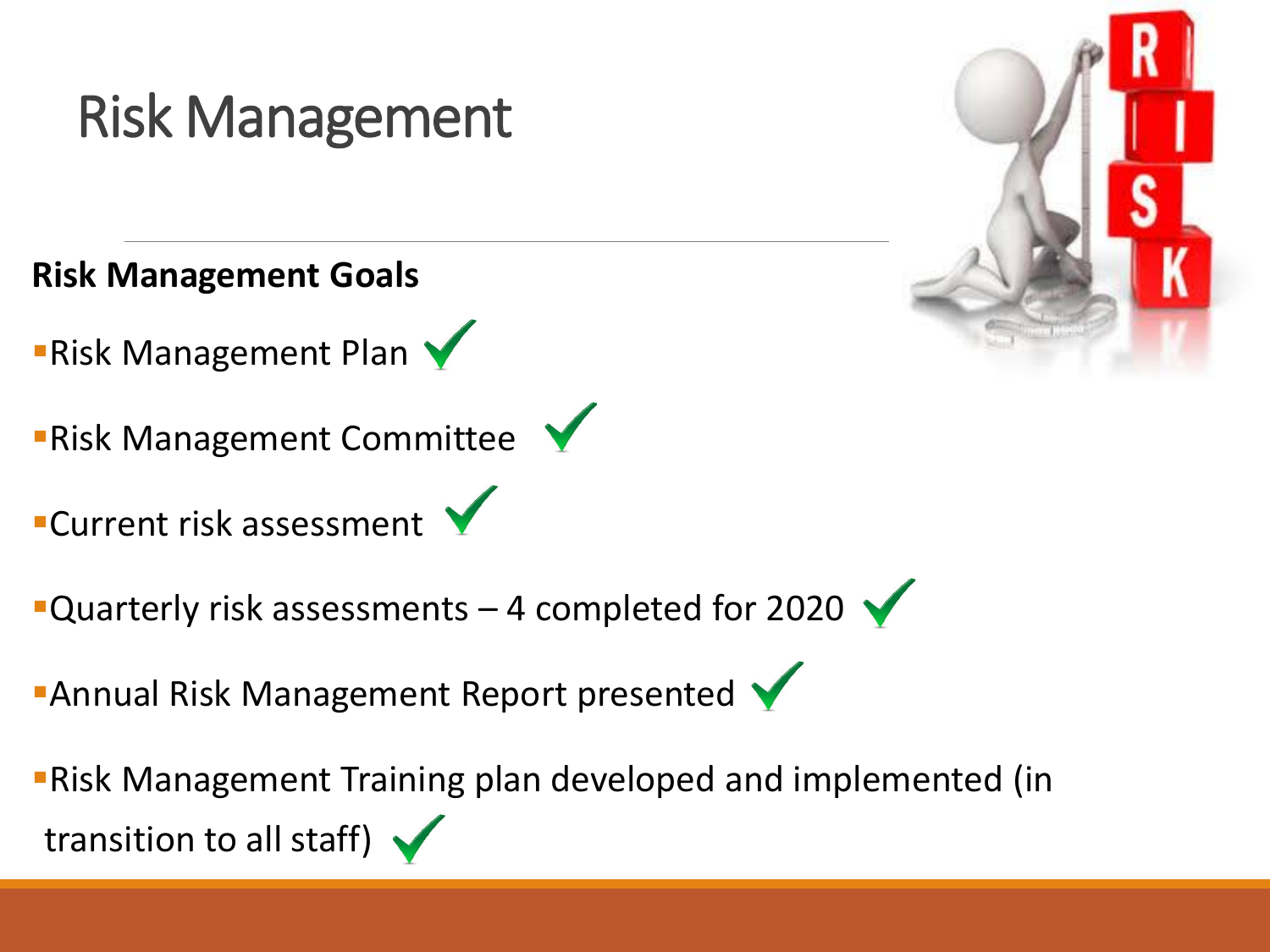# Risk Management

**Risk Management Goals**

- Risk Management Plan ✓
- Risk Management Committee ✓
- Current risk assessment ✓
- Quarterly risk assessments – 4 completed for 2020 ✓
- Annual Risk Management Report presented ✓
- Risk Management Training plan developed and implemented (in transition to all staff) ✓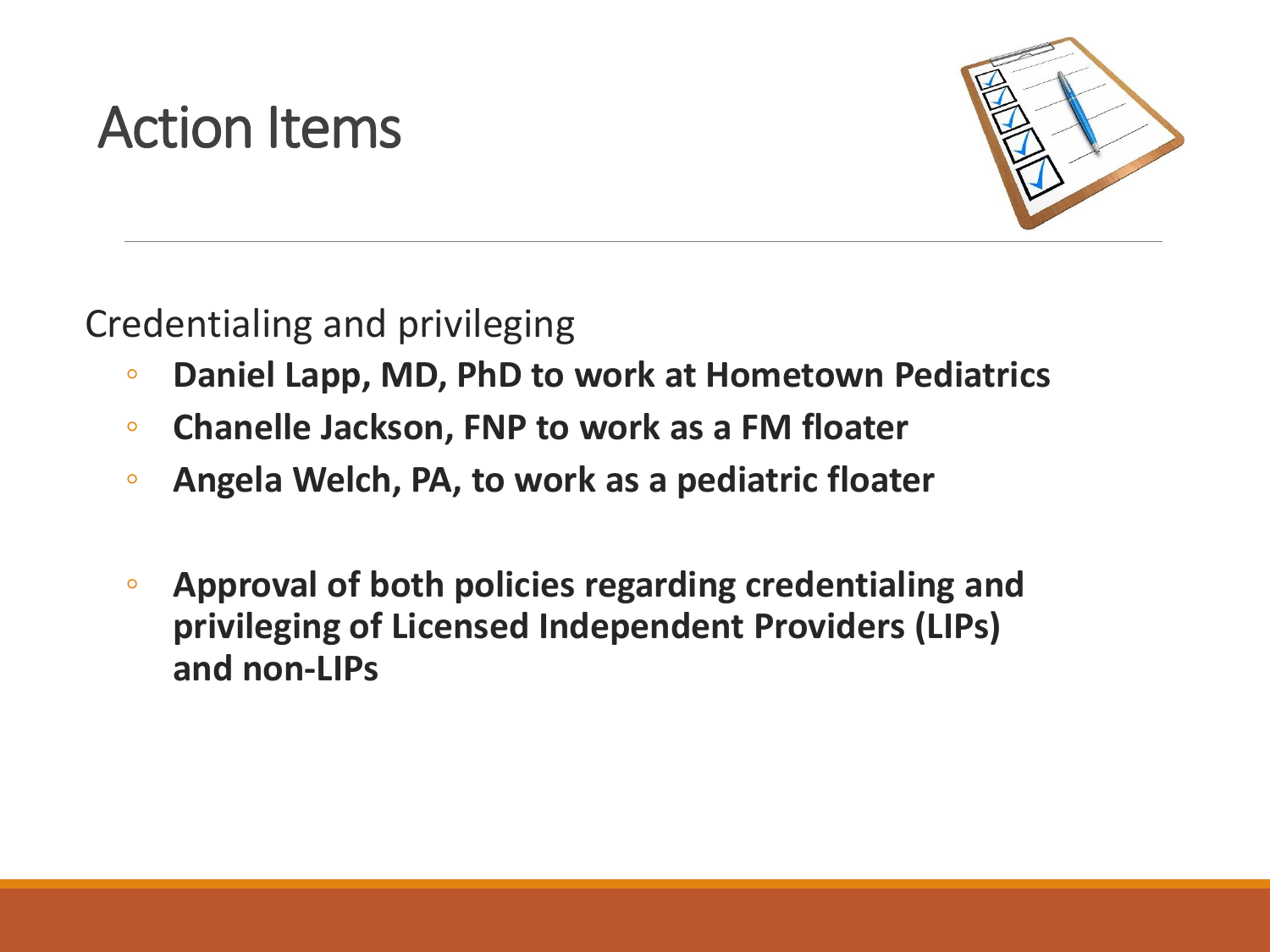# Action Items

Credentialing and privileging

- **Daniel Lapp, MD, PhD to work at Hometown Pediatrics**
- **Chanelle Jackson, FNP to work as a FM floater**
- **Angela Welch, PA, to work as a pediatric floater**

- **Approval of both policies regarding credentialing and privileging of Licensed Independent Providers (LIPs) and non-LIPs**